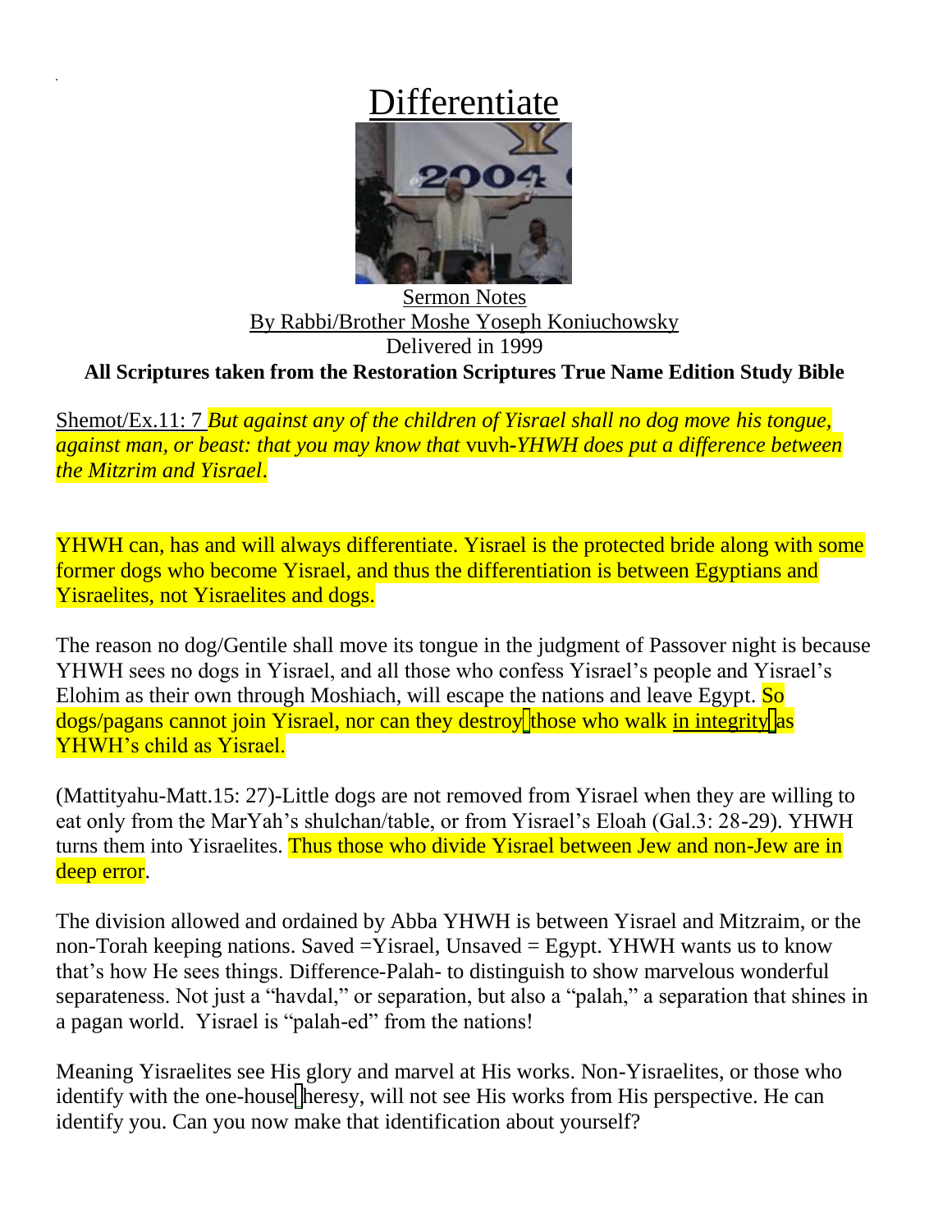# Differentiate

Sermon Notes
By Rabbi/Brother Moshe Yoseph Koniuchowsky
Delivered in 1999

**All Scriptures taken from the Restoration Scriptures True Name Edition Study Bible**

Shemot/Ex.11: 7 *But against any of the children of Yisrael shall no dog move his tongue, against man, or beast: that you may know that* vuvh-*YHWH does put a difference between the Mitzrim and Yisrael*.

YHWH can, has and will always differentiate. Yisrael is the protected bride along with some former dogs who become Yisrael, and thus the differentiation is between Egyptians and Yisraelites, not Yisraelites and dogs.

The reason no dog/Gentile shall move its tongue in the judgment of Passover night is because YHWH sees no dogs in Yisrael, and all those who confess Yisrael's people and Yisrael's Elohim as their own through Moshiach, will escape the nations and leave Egypt. So dogs/pagans cannot join Yisrael, nor can they destroy those who walk in integrity as YHWH's child as Yisrael.

(Mattityahu-Matt.15: 27)-Little dogs are not removed from Yisrael when they are willing to eat only from the MarYah's shulchan/table, or from Yisrael's Eloah (Gal.3: 28-29). YHWH turns them into Yisraelites. Thus those who divide Yisrael between Jew and non-Jew are in deep error.

The division allowed and ordained by Abba YHWH is between Yisrael and Mitzraim, or the non-Torah keeping nations. Saved =Yisrael, Unsaved = Egypt. YHWH wants us to know that's how He sees things. Difference-Palah- to distinguish to show marvelous wonderful separateness. Not just a "havdal," or separation, but also a "palah," a separation that shines in a pagan world. Yisrael is "palah-ed" from the nations!

Meaning Yisraelites see His glory and marvel at His works. Non-Yisraelites, or those who identify with the one-house heresy, will not see His works from His perspective. He can identify you. Can you now make that identification about yourself?